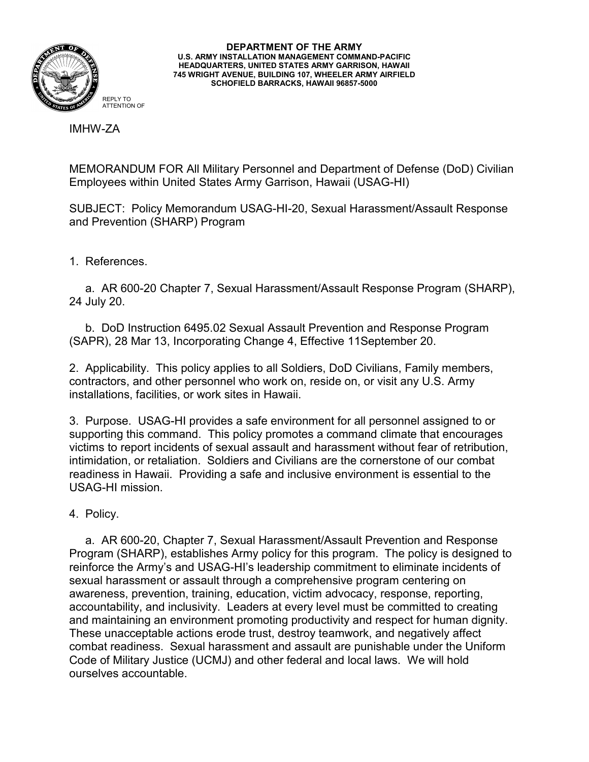**DEPARTMENT OF THE ARMY**
**U.S. ARMY INSTALLATION MANAGEMENT COMMAND-PACIFIC**
**HEADQUARTERS, UNITED STATES ARMY GARRISON, HAWAII**
**745 WRIGHT AVENUE, BUILDING 107, WHEELER ARMY AIRFIELD**
**SCHOFIELD BARRACKS, HAWAII 96857-5000**

REPLY TO
ATTENTION OF

IMHW-ZA

MEMORANDUM FOR All Military Personnel and Department of Defense (DoD) Civilian Employees within United States Army Garrison, Hawaii (USAG-HI)

SUBJECT: Policy Memorandum USAG-HI-20, Sexual Harassment/Assault Response and Prevention (SHARP) Program

1. References.

   a. AR 600-20 Chapter 7, Sexual Harassment/Assault Response Program (SHARP), 24 July 20.

   b. DoD Instruction 6495.02 Sexual Assault Prevention and Response Program (SAPR), 28 Mar 13, Incorporating Change 4, Effective 11September 20.

2. Applicability. This policy applies to all Soldiers, DoD Civilians, Family members, contractors, and other personnel who work on, reside on, or visit any U.S. Army installations, facilities, or work sites in Hawaii.

3. Purpose. USAG-HI provides a safe environment for all personnel assigned to or supporting this command. This policy promotes a command climate that encourages victims to report incidents of sexual assault and harassment without fear of retribution, intimidation, or retaliation. Soldiers and Civilians are the cornerstone of our combat readiness in Hawaii. Providing a safe and inclusive environment is essential to the USAG-HI mission.

4. Policy.

   a. AR 600-20, Chapter 7, Sexual Harassment/Assault Prevention and Response Program (SHARP), establishes Army policy for this program. The policy is designed to reinforce the Army's and USAG-HI's leadership commitment to eliminate incidents of sexual harassment or assault through a comprehensive program centering on awareness, prevention, training, education, victim advocacy, response, reporting, accountability, and inclusivity. Leaders at every level must be committed to creating and maintaining an environment promoting productivity and respect for human dignity. These unacceptable actions erode trust, destroy teamwork, and negatively affect combat readiness. Sexual harassment and assault are punishable under the Uniform Code of Military Justice (UCMJ) and other federal and local laws. We will hold ourselves accountable.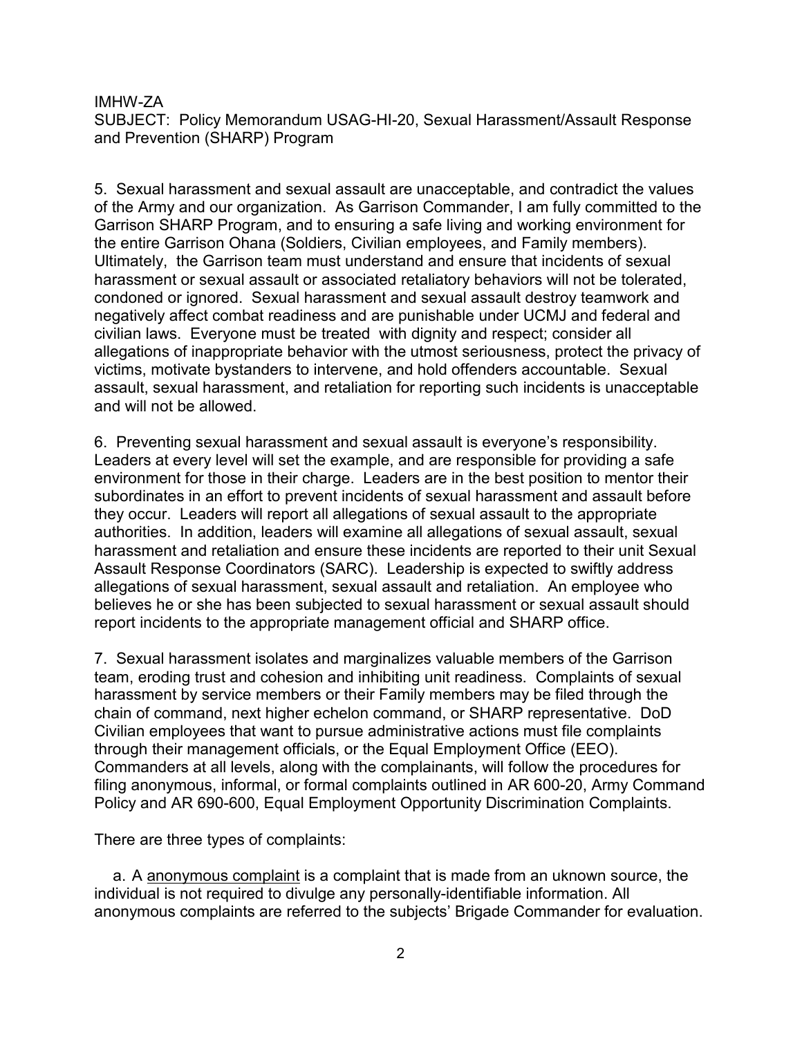IMHW-ZA
SUBJECT: Policy Memorandum USAG-HI-20, Sexual Harassment/Assault Response and Prevention (SHARP) Program

5. Sexual harassment and sexual assault are unacceptable, and contradict the values of the Army and our organization. As Garrison Commander, I am fully committed to the Garrison SHARP Program, and to ensuring a safe living and working environment for the entire Garrison Ohana (Soldiers, Civilian employees, and Family members). Ultimately, the Garrison team must understand and ensure that incidents of sexual harassment or sexual assault or associated retaliatory behaviors will not be tolerated, condoned or ignored. Sexual harassment and sexual assault destroy teamwork and negatively affect combat readiness and are punishable under UCMJ and federal and civilian laws. Everyone must be treated with dignity and respect; consider all allegations of inappropriate behavior with the utmost seriousness, protect the privacy of victims, motivate bystanders to intervene, and hold offenders accountable. Sexual assault, sexual harassment, and retaliation for reporting such incidents is unacceptable and will not be allowed.

6. Preventing sexual harassment and sexual assault is everyone's responsibility. Leaders at every level will set the example, and are responsible for providing a safe environment for those in their charge. Leaders are in the best position to mentor their subordinates in an effort to prevent incidents of sexual harassment and assault before they occur. Leaders will report all allegations of sexual assault to the appropriate authorities. In addition, leaders will examine all allegations of sexual assault, sexual harassment and retaliation and ensure these incidents are reported to their unit Sexual Assault Response Coordinators (SARC). Leadership is expected to swiftly address allegations of sexual harassment, sexual assault and retaliation. An employee who believes he or she has been subjected to sexual harassment or sexual assault should report incidents to the appropriate management official and SHARP office.

7. Sexual harassment isolates and marginalizes valuable members of the Garrison team, eroding trust and cohesion and inhibiting unit readiness. Complaints of sexual harassment by service members or their Family members may be filed through the chain of command, next higher echelon command, or SHARP representative. DoD Civilian employees that want to pursue administrative actions must file complaints through their management officials, or the Equal Employment Office (EEO). Commanders at all levels, along with the complainants, will follow the procedures for filing anonymous, informal, or formal complaints outlined in AR 600-20, Army Command Policy and AR 690-600, Equal Employment Opportunity Discrimination Complaints.

There are three types of complaints:

a. A <u>anonymous complaint</u> is a complaint that is made from an uknown source, the individual is not required to divulge any personally-identifiable information. All anonymous complaints are referred to the subjects' Brigade Commander for evaluation.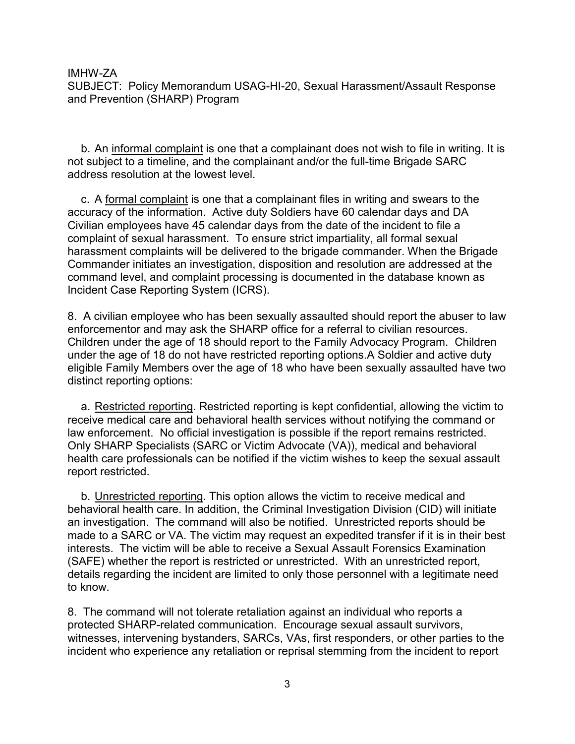b. An informal complaint is one that a complainant does not wish to file in writing. It is not subject to a timeline, and the complainant and/or the full-time Brigade SARC address resolution at the lowest level.

c. A formal complaint is one that a complainant files in writing and swears to the accuracy of the information. Active duty Soldiers have 60 calendar days and DA Civilian employees have 45 calendar days from the date of the incident to file a complaint of sexual harassment. To ensure strict impartiality, all formal sexual harassment complaints will be delivered to the brigade commander. When the Brigade Commander initiates an investigation, disposition and resolution are addressed at the command level, and complaint processing is documented in the database known as Incident Case Reporting System (ICRS).

8. A civilian employee who has been sexually assaulted should report the abuser to law enforcementor and may ask the SHARP office for a referral to civilian resources. Children under the age of 18 should report to the Family Advocacy Program. Children under the age of 18 do not have restricted reporting options.A Soldier and active duty eligible Family Members over the age of 18 who have been sexually assaulted have two distinct reporting options:

a. Restricted reporting. Restricted reporting is kept confidential, allowing the victim to receive medical care and behavioral health services without notifying the command or law enforcement. No official investigation is possible if the report remains restricted. Only SHARP Specialists (SARC or Victim Advocate (VA)), medical and behavioral health care professionals can be notified if the victim wishes to keep the sexual assault report restricted.

b. Unrestricted reporting. This option allows the victim to receive medical and behavioral health care. In addition, the Criminal Investigation Division (CID) will initiate an investigation. The command will also be notified. Unrestricted reports should be made to a SARC or VA. The victim may request an expedited transfer if it is in their best interests. The victim will be able to receive a Sexual Assault Forensics Examination (SAFE) whether the report is restricted or unrestricted. With an unrestricted report, details regarding the incident are limited to only those personnel with a legitimate need to know.

8. The command will not tolerate retaliation against an individual who reports a protected SHARP-related communication. Encourage sexual assault survivors, witnesses, intervening bystanders, SARCs, VAs, first responders, or other parties to the incident who experience any retaliation or reprisal stemming from the incident to report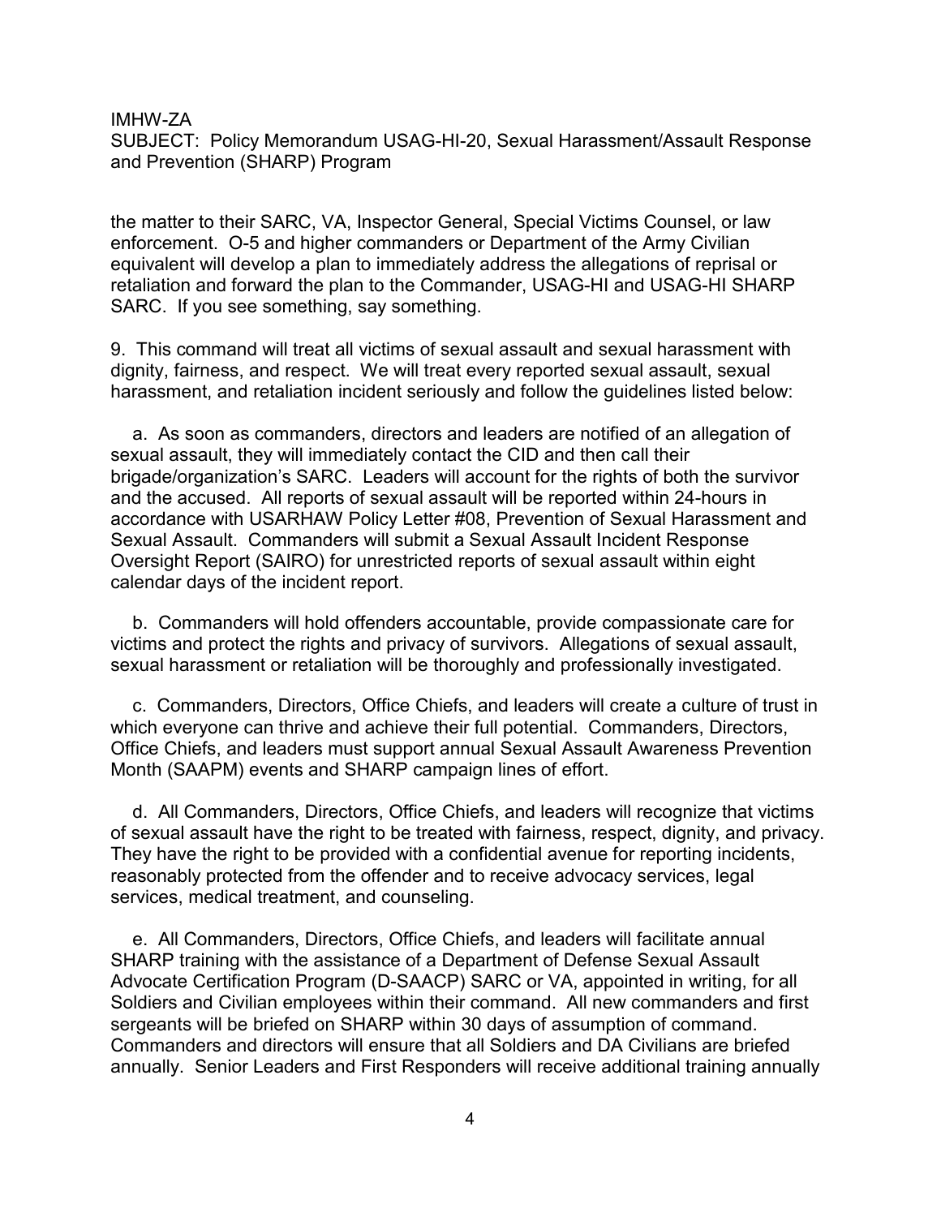the matter to their SARC, VA, Inspector General, Special Victims Counsel, or law enforcement. O-5 and higher commanders or Department of the Army Civilian equivalent will develop a plan to immediately address the allegations of reprisal or retaliation and forward the plan to the Commander, USAG-HI and USAG-HI SHARP SARC. If you see something, say something.

9. This command will treat all victims of sexual assault and sexual harassment with dignity, fairness, and respect. We will treat every reported sexual assault, sexual harassment, and retaliation incident seriously and follow the guidelines listed below:

a. As soon as commanders, directors and leaders are notified of an allegation of sexual assault, they will immediately contact the CID and then call their brigade/organization's SARC. Leaders will account for the rights of both the survivor and the accused. All reports of sexual assault will be reported within 24-hours in accordance with USARHAW Policy Letter #08, Prevention of Sexual Harassment and Sexual Assault. Commanders will submit a Sexual Assault Incident Response Oversight Report (SAIRO) for unrestricted reports of sexual assault within eight calendar days of the incident report.

b. Commanders will hold offenders accountable, provide compassionate care for victims and protect the rights and privacy of survivors. Allegations of sexual assault, sexual harassment or retaliation will be thoroughly and professionally investigated.

c. Commanders, Directors, Office Chiefs, and leaders will create a culture of trust in which everyone can thrive and achieve their full potential. Commanders, Directors, Office Chiefs, and leaders must support annual Sexual Assault Awareness Prevention Month (SAAPM) events and SHARP campaign lines of effort.

d. All Commanders, Directors, Office Chiefs, and leaders will recognize that victims of sexual assault have the right to be treated with fairness, respect, dignity, and privacy. They have the right to be provided with a confidential avenue for reporting incidents, reasonably protected from the offender and to receive advocacy services, legal services, medical treatment, and counseling.

e. All Commanders, Directors, Office Chiefs, and leaders will facilitate annual SHARP training with the assistance of a Department of Defense Sexual Assault Advocate Certification Program (D-SAACP) SARC or VA, appointed in writing, for all Soldiers and Civilian employees within their command. All new commanders and first sergeants will be briefed on SHARP within 30 days of assumption of command. Commanders and directors will ensure that all Soldiers and DA Civilians are briefed annually. Senior Leaders and First Responders will receive additional training annually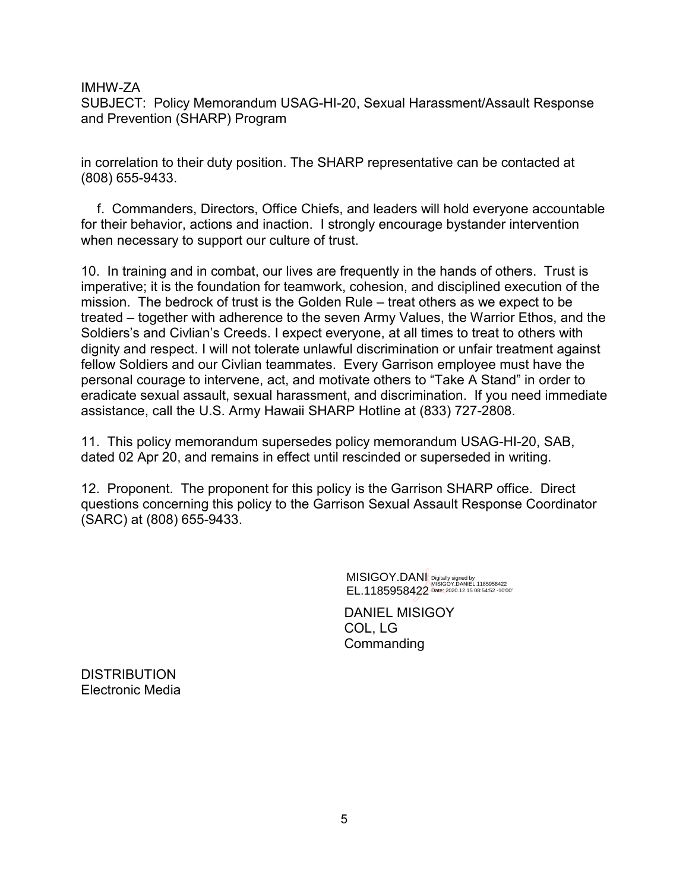IMHW-ZA
SUBJECT: Policy Memorandum USAG-HI-20, Sexual Harassment/Assault Response and Prevention (SHARP) Program

in correlation to their duty position. The SHARP representative can be contacted at (808) 655-9433.

f. Commanders, Directors, Office Chiefs, and leaders will hold everyone accountable for their behavior, actions and inaction. I strongly encourage bystander intervention when necessary to support our culture of trust.

10. In training and in combat, our lives are frequently in the hands of others. Trust is imperative; it is the foundation for teamwork, cohesion, and disciplined execution of the mission. The bedrock of trust is the Golden Rule – treat others as we expect to be treated – together with adherence to the seven Army Values, the Warrior Ethos, and the Soldiers's and Civlian's Creeds. I expect everyone, at all times to treat to others with dignity and respect. I will not tolerate unlawful discrimination or unfair treatment against fellow Soldiers and our Civlian teammates. Every Garrison employee must have the personal courage to intervene, act, and motivate others to "Take A Stand" in order to eradicate sexual assault, sexual harassment, and discrimination. If you need immediate assistance, call the U.S. Army Hawaii SHARP Hotline at (833) 727-2808.

11. This policy memorandum supersedes policy memorandum USAG-HI-20, SAB, dated 02 Apr 20, and remains in effect until rescinded or superseded in writing.

12. Proponent. The proponent for this policy is the Garrison SHARP office. Direct questions concerning this policy to the Garrison Sexual Assault Response Coordinator (SARC) at (808) 655-9433.

MISIGOY.DANIEL.1185958422 Digitally signed by MISIGOY.DANIEL.1185958422 Date: 2020.12.15 08:54:52 -10'00'

DANIEL MISIGOY
COL, LG
Commanding

DISTRIBUTION
Electronic Media